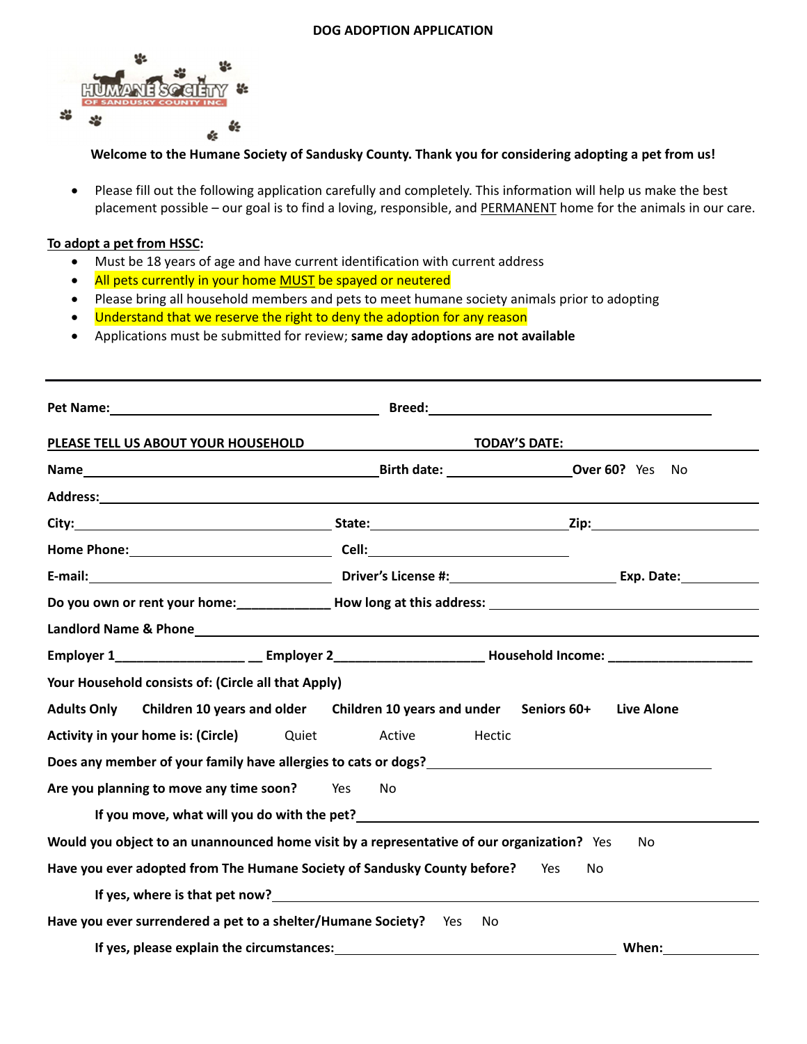# DOG ADOPTION APPLICATION

HUMANE SOCIETY OF SANDUSKY COUNTY INC.

**Welcome to the Humane Society of Sandusky County. Thank you for considering adopting a pet from us!**

- Please fill out the following application carefully and completely. This information will help us make the best placement possible – our goal is to find a loving, responsible, and PERMANENT home for the animals in our care.

**To adopt a pet from HSSC:**

- Must be 18 years of age and have current identification with current address
- All pets currently in your home MUST be spayed or neutered
- Please bring all household members and pets to meet humane society animals prior to adopting
- Understand that we reserve the right to deny the adoption for any reason
- Applications must be submitted for review; **same day adoptions are not available**

---

**Pet Name:**\_\_\_\_\_\_\_\_\_\_\_\_\_\_\_\_\_\_\_\_ **Breed:**\_\_\_\_\_\_\_\_\_\_\_\_\_\_\_\_\_\_\_\_

**PLEASE TELL US ABOUT YOUR HOUSEHOLD** **TODAY'S DATE:**\_\_\_\_\_\_\_\_\_\_\_\_

**Name**\_\_\_\_\_\_\_\_\_\_\_\_\_\_\_\_\_\_\_\_ **Birth date:** \_\_\_\_\_\_\_\_\_\_ **Over 60?** Yes No

**Address:**\_\_\_\_\_\_\_\_\_\_\_\_\_\_\_\_\_\_\_\_\_\_\_\_\_\_\_\_\_\_\_\_\_\_\_\_\_\_

**City:**\_\_\_\_\_\_\_\_\_\_\_\_\_\_\_\_ **State:**\_\_\_\_\_\_\_\_\_\_\_\_\_\_\_\_ **Zip:**\_\_\_\_\_\_\_\_\_\_\_\_

**Home Phone:**\_\_\_\_\_\_\_\_\_\_\_\_\_\_\_\_ **Cell:**\_\_\_\_\_\_\_\_\_\_\_\_\_\_\_\_

**E-mail:**\_\_\_\_\_\_\_\_\_\_\_\_\_\_\_\_ **Driver's License #:**\_\_\_\_\_\_\_\_\_\_\_\_ **Exp. Date:**\_\_\_\_\_\_\_\_

**Do you own or rent your home:**\_\_\_\_\_\_\_\_\_\_\_\_ **How long at this address:**\_\_\_\_\_\_\_\_\_\_\_\_

**Landlord Name & Phone**\_\_\_\_\_\_\_\_\_\_\_\_\_\_\_\_\_\_\_\_\_\_\_\_\_\_\_\_\_\_\_\_

**Employer 1**\_\_\_\_\_\_\_\_\_\_\_\_\_\_\_\_\_\_ **Employer 2**\_\_\_\_\_\_\_\_\_\_\_\_\_\_\_\_\_\_\_\_ **Household Income:** \_\_\_\_\_\_\_\_\_\_\_\_\_\_\_\_\_\_\_\_

**Your Household consists of: (Circle all that Apply)**

**Adults Only** **Children 10 years and older** **Children 10 years and under** **Seniors 60+** **Live Alone**

**Activity in your home is: (Circle)** Quiet Active Hectic

**Does any member of your family have allergies to cats or dogs?**\_\_\_\_\_\_\_\_\_\_\_\_\_\_\_\_

**Are you planning to move any time soon?** Yes No

**If you move, what will you do with the pet?**\_\_\_\_\_\_\_\_\_\_\_\_\_\_\_\_\_\_\_\_

**Would you object to an unannounced home visit by a representative of our organization?** Yes No

**Have you ever adopted from The Humane Society of Sandusky County before?** Yes No

**If yes, where is that pet now?**\_\_\_\_\_\_\_\_\_\_\_\_\_\_\_\_\_\_\_\_

**Have you ever surrendered a pet to a shelter/Humane Society?** Yes No

**If yes, please explain the circumstances:**\_\_\_\_\_\_\_\_\_\_\_\_\_\_\_\_\_\_\_\_ **When:**\_\_\_\_\_\_\_\_\_\_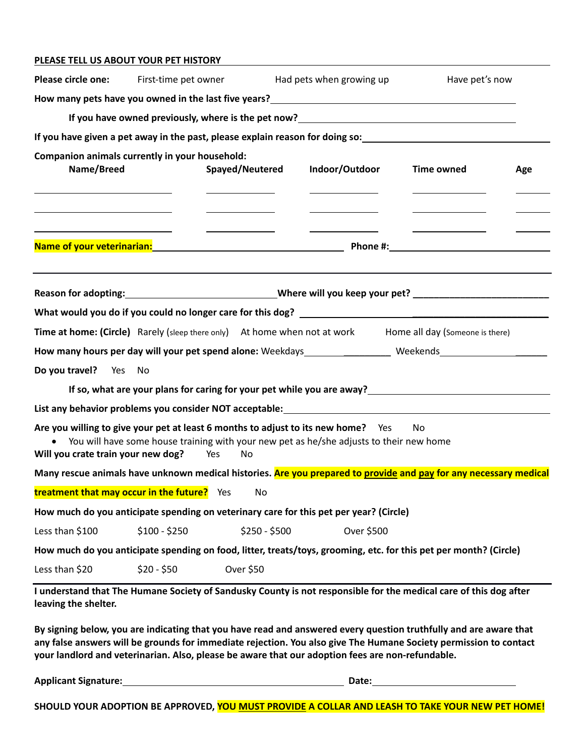**PLEASE TELL US ABOUT YOUR PET HISTORY**

**Please circle one:** First-time pet owner Had pets when growing up Have pet's now

**How many pets have you owned in the last five years?** ______________________________

**If you have owned previously, where is the pet now?** ______________________________

**If you have given a pet away in the past, please explain reason for doing so:** ______________________________

**Companion animals currently in your household:**

| Name/Breed | Spayed/Neutered | Indoor/Outdoor | Time owned | Age |
|---|---|---|---|---|
| | | | | |
| | | | | |
| | | | | |

**Name of your veterinarian:** ______________________________ **Phone #:** ______________________________

---

**Reason for adopting:** ______________________________ **Where will you keep your pet?** ______________________________

**What would you do if you could no longer care for this dog?** ______________________________

**Time at home: (Circle)** Rarely (sleep there only) At home when not at work Home all day (Someone is there)

**How many hours per day will your pet spend alone:** Weekdays__________________ Weekends__________________

**Do you travel?** Yes No

**If so, what are your plans for caring for your pet while you are away?** ______________________________

**List any behavior problems you consider NOT acceptable:** ______________________________

**Are you willing to give your pet at least 6 months to adjust to its new home?** Yes No

- You will have some house training with your new pet as he/she adjusts to their new home

**Will you crate train your new dog?** Yes No

**Many rescue animals have unknown medical histories. Are you prepared to provide and pay for any necessary medical treatment that may occur in the future?** Yes No

**How much do you anticipate spending on veterinary care for this pet per year? (Circle)**

Less than $100 $100 - $250 $250 - $500 Over $500

**How much do you anticipate spending on food, litter, treats/toys, grooming, etc. for this pet per month? (Circle)**

Less than $20 $20 - $50 Over $50

---

**I understand that The Humane Society of Sandusky County is not responsible for the medical care of this dog after leaving the shelter.**

**By signing below, you are indicating that you have read and answered every question truthfully and are aware that any false answers will be grounds for immediate rejection. You also give The Humane Society permission to contact your landlord and veterinarian. Also, please be aware that our adoption fees are non-refundable.**

**Applicant Signature:** ______________________________ **Date:** ______________________________

**SHOULD YOUR ADOPTION BE APPROVED, YOU MUST PROVIDE A COLLAR AND LEASH TO TAKE YOUR NEW PET HOME!**